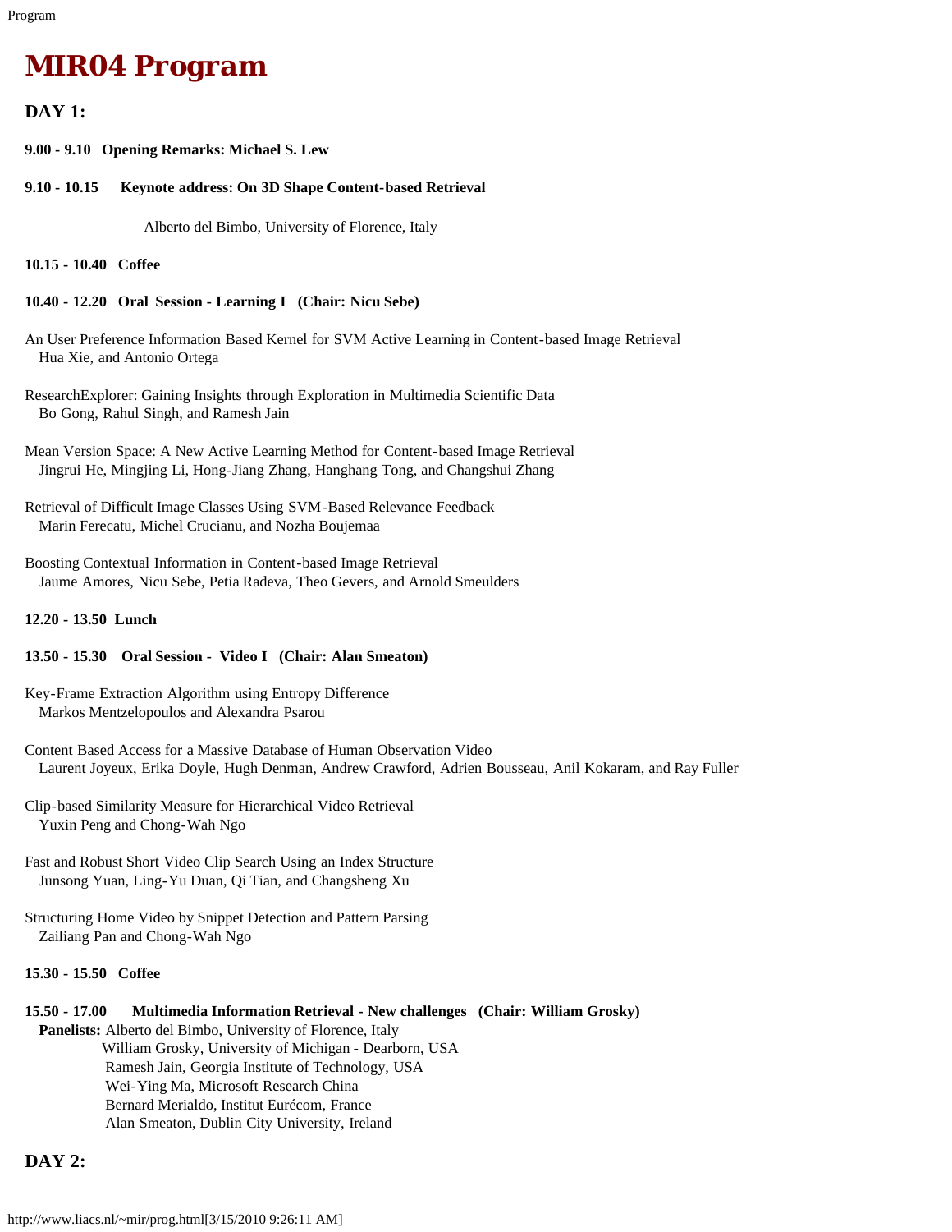# MIR04 Program

## DAY 1:

**9.00 - 9.10 Opening Remarks: Michael S. Lew**

**9.10 - 10.15 Keynote address: On 3D Shape Content-based Retrieval**

Alberto del Bimbo, University of Florence, Italy

**10.15 - 10.40 Coffee**

**10.40 - 12.20 Oral Session - Learning I (Chair: Nicu Sebe)**

An User Preference Information Based Kernel for SVM Active Learning in Content-based Image Retrieval
Hua Xie, and Antonio Ortega

ResearchExplorer: Gaining Insights through Exploration in Multimedia Scientific Data
Bo Gong, Rahul Singh, and Ramesh Jain

Mean Version Space: A New Active Learning Method for Content-based Image Retrieval
Jingrui He, Mingjing Li, Hong-Jiang Zhang, Hanghang Tong, and Changshui Zhang

Retrieval of Difficult Image Classes Using SVM-Based Relevance Feedback
Marin Ferecatu, Michel Crucianu, and Nozha Boujemaa

Boosting Contextual Information in Content-based Image Retrieval
Jaume Amores, Nicu Sebe, Petia Radeva, Theo Gevers, and Arnold Smeulders

**12.20 - 13.50 Lunch**

**13.50 - 15.30 Oral Session - Video I (Chair: Alan Smeaton)**

Key-Frame Extraction Algorithm using Entropy Difference
Markos Mentzelopoulos and Alexandra Psarou

Content Based Access for a Massive Database of Human Observation Video
Laurent Joyeux, Erika Doyle, Hugh Denman, Andrew Crawford, Adrien Bousseau, Anil Kokaram, and Ray Fuller

Clip-based Similarity Measure for Hierarchical Video Retrieval
Yuxin Peng and Chong-Wah Ngo

Fast and Robust Short Video Clip Search Using an Index Structure
Junsong Yuan, Ling-Yu Duan, Qi Tian, and Changsheng Xu

Structuring Home Video by Snippet Detection and Pattern Parsing
Zailiang Pan and Chong-Wah Ngo

**15.30 - 15.50 Coffee**

**15.50 - 17.00 Multimedia Information Retrieval - New challenges (Chair: William Grosky)**

**Panelists:** Alberto del Bimbo, University of Florence, Italy
William Grosky, University of Michigan - Dearborn, USA
Ramesh Jain, Georgia Institute of Technology, USA
Wei-Ying Ma, Microsoft Research China
Bernard Merialdo, Institut Eurécom, France
Alan Smeaton, Dublin City University, Ireland

## DAY 2: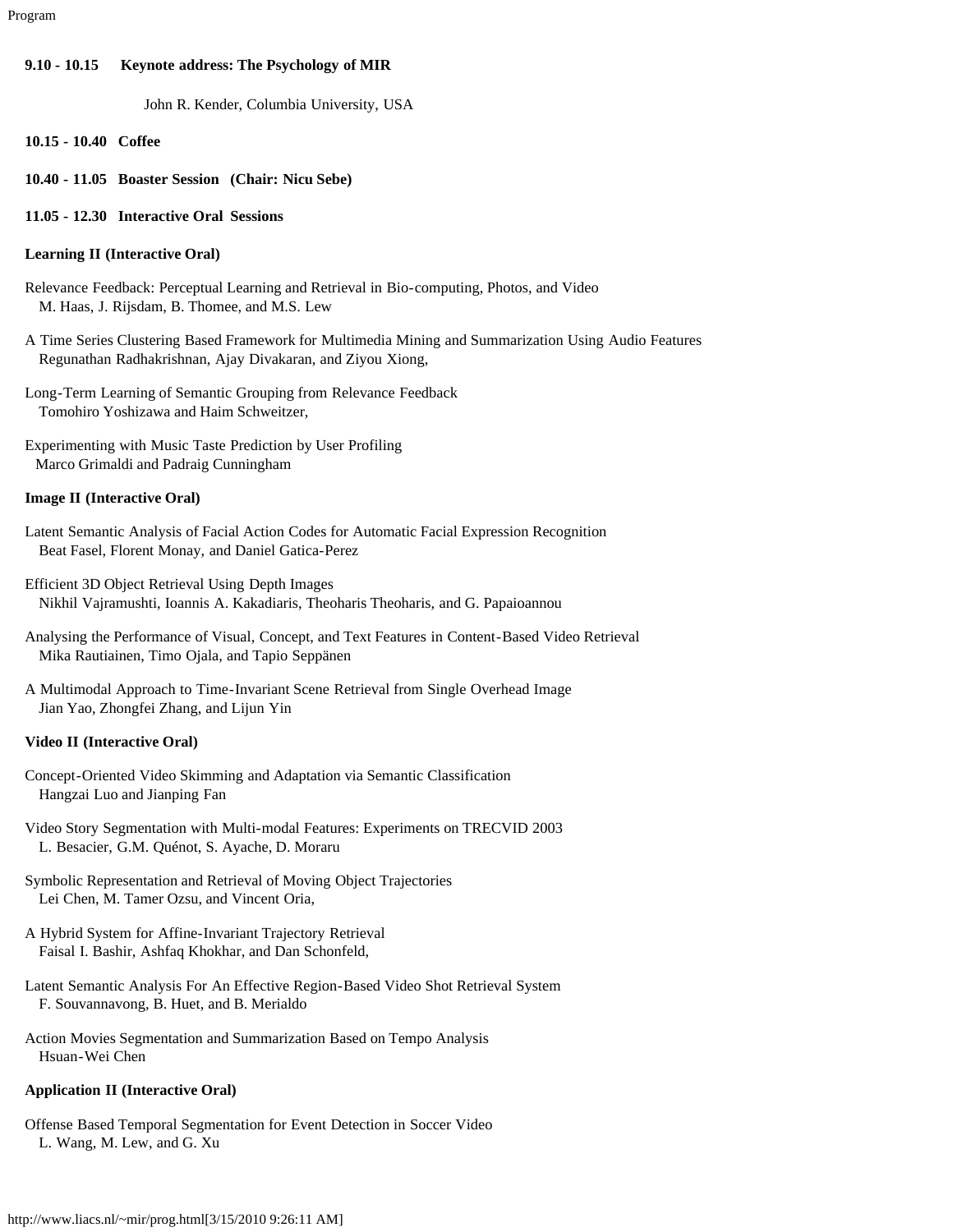**9.10 - 10.15 Keynote address: The Psychology of MIR**

John R. Kender, Columbia University, USA

**10.15 - 10.40 Coffee**

**10.40 - 11.05 Boaster Session (Chair: Nicu Sebe)**

**11.05 - 12.30 Interactive Oral Sessions**

**Learning II (Interactive Oral)**

Relevance Feedback: Perceptual Learning and Retrieval in Bio-computing, Photos, and Video
M. Haas, J. Rijsdam, B. Thomee, and M.S. Lew

A Time Series Clustering Based Framework for Multimedia Mining and Summarization Using Audio Features
Regunathan Radhakrishnan, Ajay Divakaran, and Ziyou Xiong,

Long-Term Learning of Semantic Grouping from Relevance Feedback
Tomohiro Yoshizawa and Haim Schweitzer,

Experimenting with Music Taste Prediction by User Profiling
Marco Grimaldi and Padraig Cunningham

**Image II (Interactive Oral)**

Latent Semantic Analysis of Facial Action Codes for Automatic Facial Expression Recognition
Beat Fasel, Florent Monay, and Daniel Gatica-Perez

Efficient 3D Object Retrieval Using Depth Images
Nikhil Vajramushti, Ioannis A. Kakadiaris, Theoharis Theoharis, and G. Papaioannou

Analysing the Performance of Visual, Concept, and Text Features in Content-Based Video Retrieval
Mika Rautiainen, Timo Ojala, and Tapio Seppänen

A Multimodal Approach to Time-Invariant Scene Retrieval from Single Overhead Image
Jian Yao, Zhongfei Zhang, and Lijun Yin

**Video II (Interactive Oral)**

Concept-Oriented Video Skimming and Adaptation via Semantic Classification
Hangzai Luo and Jianping Fan

Video Story Segmentation with Multi-modal Features: Experiments on TRECVID 2003
L. Besacier, G.M. Quénot, S. Ayache, D. Moraru

Symbolic Representation and Retrieval of Moving Object Trajectories
Lei Chen, M. Tamer Ozsu, and Vincent Oria,

A Hybrid System for Affine-Invariant Trajectory Retrieval
Faisal I. Bashir, Ashfaq Khokhar, and Dan Schonfeld,

Latent Semantic Analysis For An Effective Region-Based Video Shot Retrieval System
F. Souvannavong, B. Huet, and B. Merialdo

Action Movies Segmentation and Summarization Based on Tempo Analysis
Hsuan-Wei Chen

**Application II (Interactive Oral)**

Offense Based Temporal Segmentation for Event Detection in Soccer Video
L. Wang, M. Lew, and G. Xu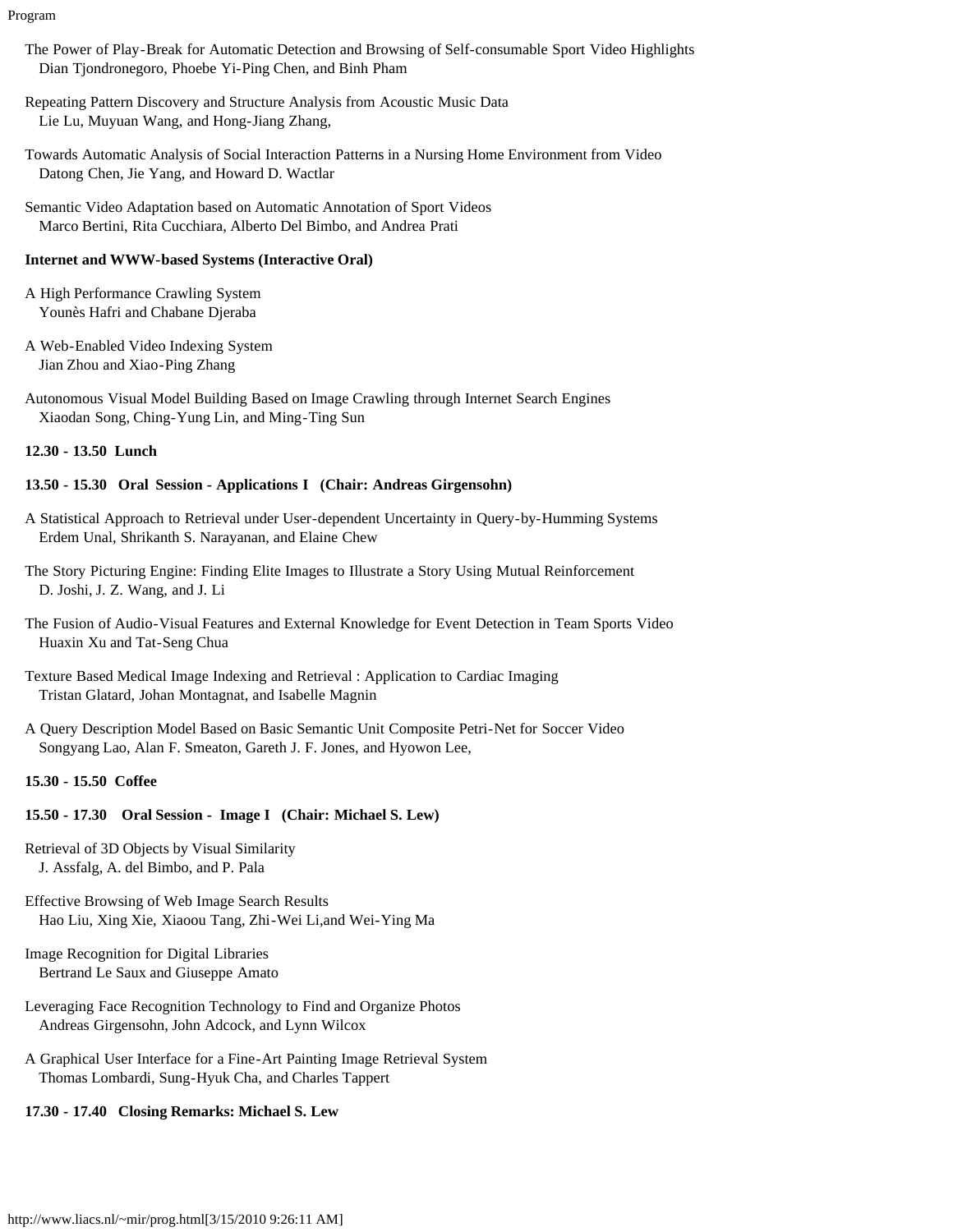The Power of Play-Break for Automatic Detection and Browsing of Self-consumable Sport Video Highlights
Dian Tjondronegoro, Phoebe Yi-Ping Chen, and Binh Pham

Repeating Pattern Discovery and Structure Analysis from Acoustic Music Data
Lie Lu, Muyuan Wang, and Hong-Jiang Zhang,

Towards Automatic Analysis of Social Interaction Patterns in a Nursing Home Environment from Video
Datong Chen, Jie Yang, and Howard D. Wactlar

Semantic Video Adaptation based on Automatic Annotation of Sport Videos
Marco Bertini, Rita Cucchiara, Alberto Del Bimbo, and Andrea Prati

**Internet and WWW-based Systems (Interactive Oral)**

A High Performance Crawling System
Younès Hafri and Chabane Djeraba

A Web-Enabled Video Indexing System
Jian Zhou and Xiao-Ping Zhang

Autonomous Visual Model Building Based on Image Crawling through Internet Search Engines
Xiaodan Song, Ching-Yung Lin, and Ming-Ting Sun

**12.30 - 13.50 Lunch**

**13.50 - 15.30 Oral Session - Applications I (Chair: Andreas Girgensohn)**

A Statistical Approach to Retrieval under User-dependent Uncertainty in Query-by-Humming Systems
Erdem Unal, Shrikanth S. Narayanan, and Elaine Chew

The Story Picturing Engine: Finding Elite Images to Illustrate a Story Using Mutual Reinforcement
D. Joshi, J. Z. Wang, and J. Li

The Fusion of Audio-Visual Features and External Knowledge for Event Detection in Team Sports Video
Huaxin Xu and Tat-Seng Chua

Texture Based Medical Image Indexing and Retrieval : Application to Cardiac Imaging
Tristan Glatard, Johan Montagnat, and Isabelle Magnin

A Query Description Model Based on Basic Semantic Unit Composite Petri-Net for Soccer Video
Songyang Lao, Alan F. Smeaton, Gareth J. F. Jones, and Hyowon Lee,

**15.30 - 15.50 Coffee**

**15.50 - 17.30 Oral Session - Image I (Chair: Michael S. Lew)**

Retrieval of 3D Objects by Visual Similarity
J. Assfalg, A. del Bimbo, and P. Pala

Effective Browsing of Web Image Search Results
Hao Liu, Xing Xie, Xiaoou Tang, Zhi-Wei Li,and Wei-Ying Ma

Image Recognition for Digital Libraries
Bertrand Le Saux and Giuseppe Amato

Leveraging Face Recognition Technology to Find and Organize Photos
Andreas Girgensohn, John Adcock, and Lynn Wilcox

A Graphical User Interface for a Fine-Art Painting Image Retrieval System
Thomas Lombardi, Sung-Hyuk Cha, and Charles Tappert

**17.30 - 17.40 Closing Remarks: Michael S. Lew**